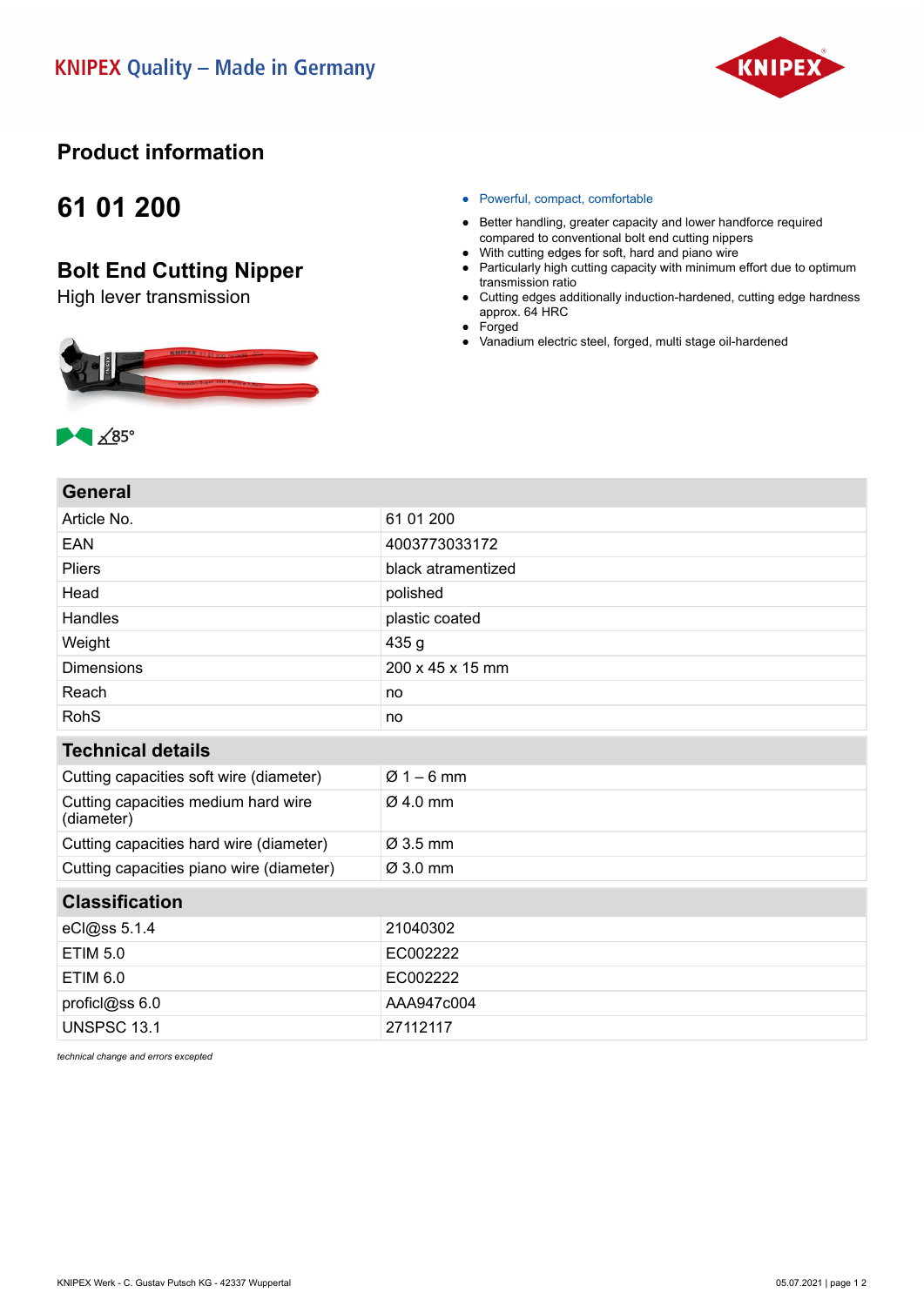KNIPEX Quality – Made in Germany

# Product information

## 61 01 200

## Bolt End Cutting Nipper

High lever transmission

85°

- Powerful, compact, comfortable
- Better handling, greater capacity and lower handforce required compared to conventional bolt end cutting nippers
- With cutting edges for soft, hard and piano wire
- Particularly high cutting capacity with minimum effort due to optimum transmission ratio
- Cutting edges additionally induction-hardened, cutting edge hardness approx. 64 HRC
- Forged
- Vanadium electric steel, forged, multi stage oil-hardened

| General | |
|---|---|
| Article No. | 61 01 200 |
| EAN | 4003773033172 |
| Pliers | black atramentized |
| Head | polished |
| Handles | plastic coated |
| Weight | 435 g |
| Dimensions | 200 x 45 x 15 mm |
| Reach | no |
| RohS | no |

| Technical details | |
|---|---|
| Cutting capacities soft wire (diameter) | Ø 1 – 6 mm |
| Cutting capacities medium hard wire (diameter) | Ø 4.0 mm |
| Cutting capacities hard wire (diameter) | Ø 3.5 mm |
| Cutting capacities piano wire (diameter) | Ø 3.0 mm |

| Classification | |
|---|---|
| eCl@ss 5.1.4 | 21040302 |
| ETIM 5.0 | EC002222 |
| ETIM 6.0 | EC002222 |
| proficl@ss 6.0 | AAA947c004 |
| UNSPSC 13.1 | 27112117 |

*technical change and errors excepted*

KNIPEX Werk - C. Gustav Putsch KG - 42337 Wuppertal

05.07.2021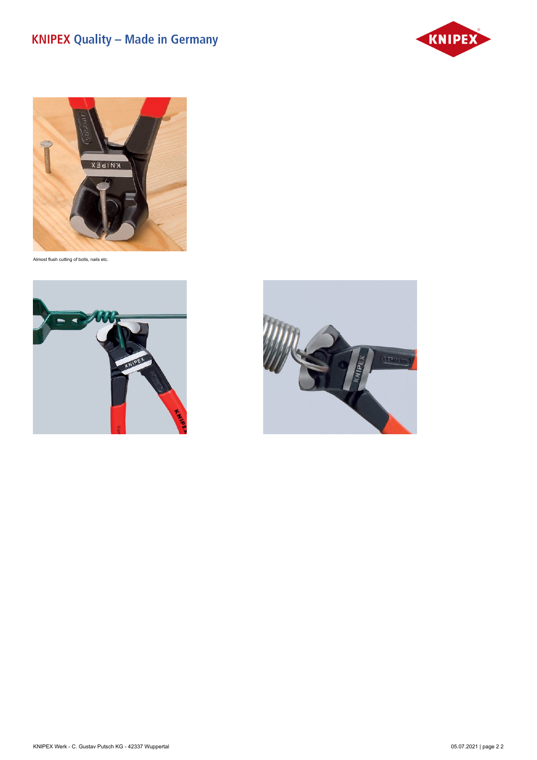Almost flush cutting of bolts, nails etc.